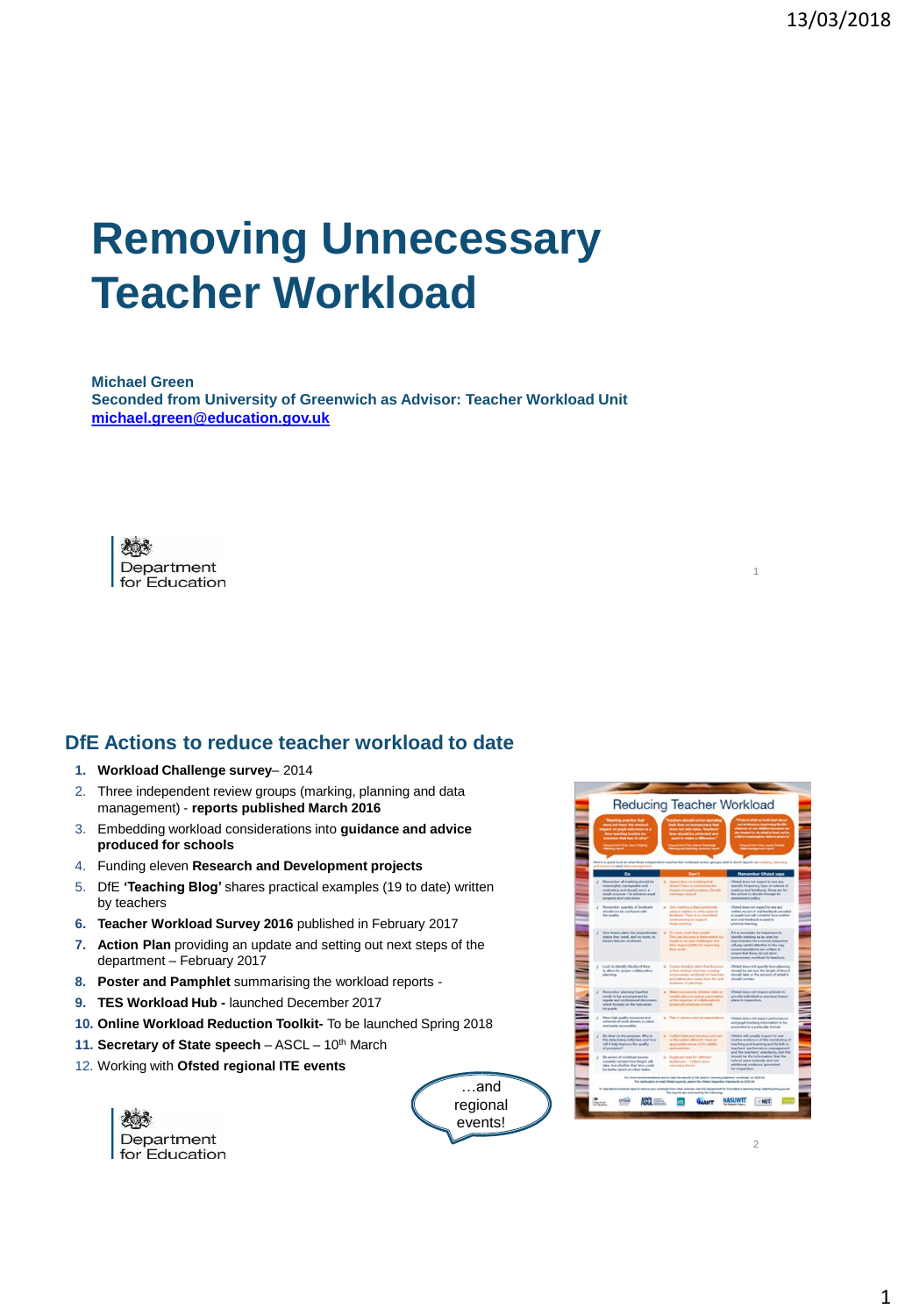# Removing Unnecessary Teacher Workload

**Michael Green**
**Seconded from University of Greenwich as Advisor: Teacher Workload Unit**
**michael.green@education.gov.uk**

Department for Education

## DfE Actions to reduce teacher workload to date

1. **Workload Challenge survey**– 2014
2. Three independent review groups (marking, planning and data management) - **reports published March 2016**
3. Embedding workload considerations into **guidance and advice produced for schools**
4. Funding eleven **Research and Development projects**
5. DfE **'Teaching Blog'** shares practical examples (19 to date) written by teachers
6. **Teacher Workload Survey 2016** published in February 2017
7. **Action Plan** providing an update and setting out next steps of the department – February 2017
8. **Poster and Pamphlet** summarising the workload reports -
9. **TES Workload Hub -** launched December 2017
10. **Online Workload Reduction Toolkit-** To be launched Spring 2018
11. **Secretary of State speech** – ASCL – 10th March
12. Working with **Ofsted regional ITE events**

…and regional events!

Department for Education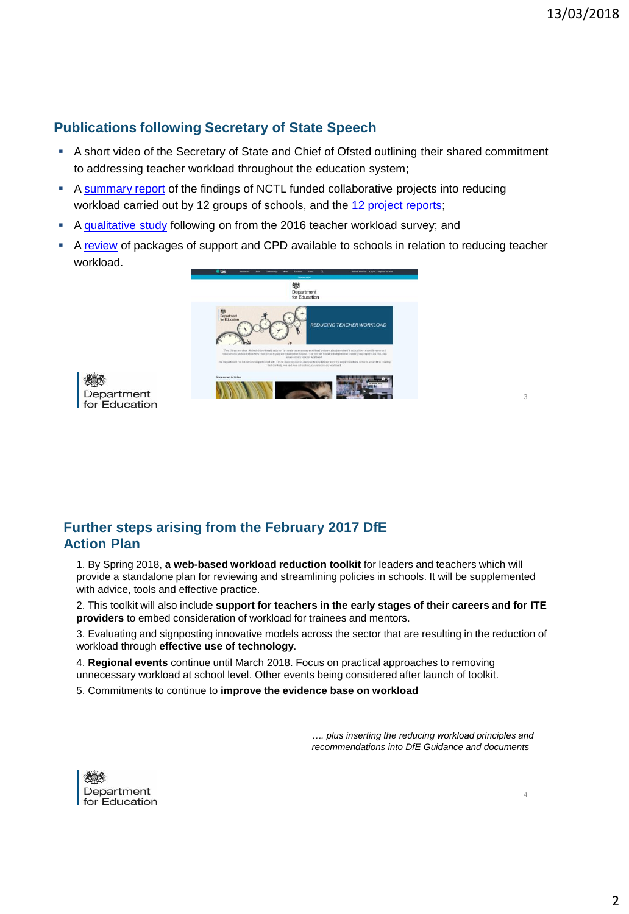## Publications following Secretary of State Speech

- A short video of the Secretary of State and Chief of Ofsted outlining their shared commitment to addressing teacher workload throughout the education system;
- A summary report of the findings of NCTL funded collaborative projects into reducing workload carried out by 12 groups of schools, and the 12 project reports;
- A qualitative study following on from the 2016 teacher workload survey; and
- A review of packages of support and CPD available to schools in relation to reducing teacher workload.

## Further steps arising from the February 2017 DfE Action Plan

1. By Spring 2018, **a web-based workload reduction toolkit** for leaders and teachers which will provide a standalone plan for reviewing and streamlining policies in schools. It will be supplemented with advice, tools and effective practice.
2. This toolkit will also include **support for teachers in the early stages of their careers and for ITE providers** to embed consideration of workload for trainees and mentors.
3. Evaluating and signposting innovative models across the sector that are resulting in the reduction of workload through **effective use of technology**.
4. **Regional events** continue until March 2018. Focus on practical approaches to removing unnecessary workload at school level. Other events being considered after launch of toolkit.
5. Commitments to continue to **improve the evidence base on workload**

*…. plus inserting the reducing workload principles and recommendations into DfE Guidance and documents*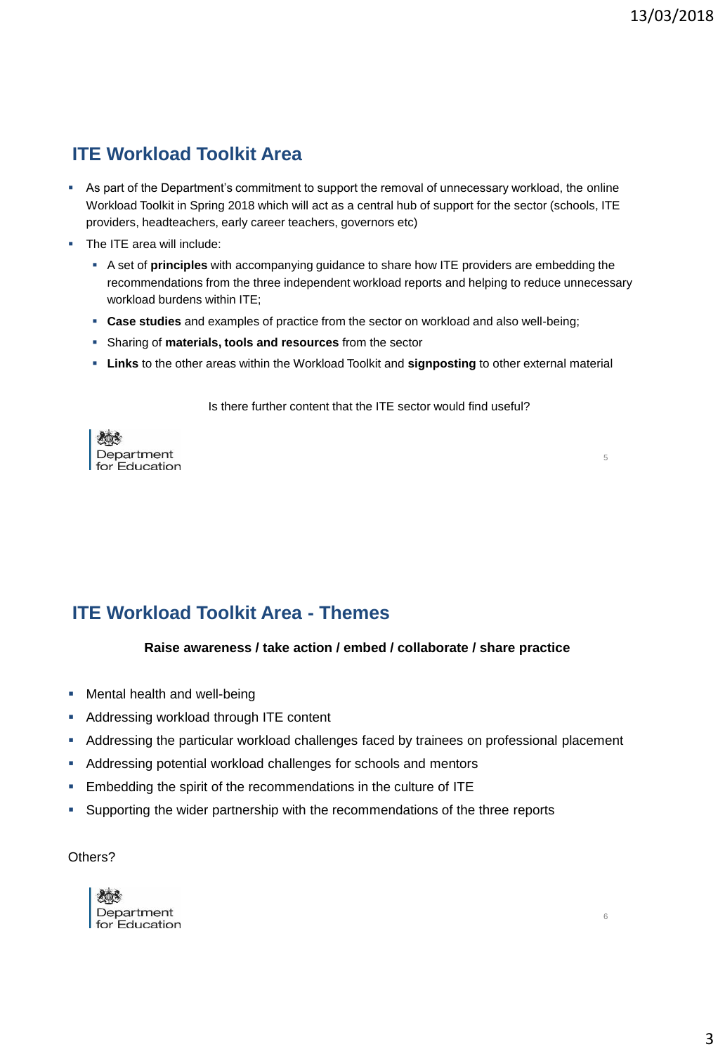## ITE Workload Toolkit Area

- As part of the Department's commitment to support the removal of unnecessary workload, the online Workload Toolkit in Spring 2018 which will act as a central hub of support for the sector (schools, ITE providers, headteachers, early career teachers, governors etc)
- The ITE area will include:
  - A set of **principles** with accompanying guidance to share how ITE providers are embedding the recommendations from the three independent workload reports and helping to reduce unnecessary workload burdens within ITE;
  - **Case studies** and examples of practice from the sector on workload and also well-being;
  - Sharing of **materials, tools and resources** from the sector
  - **Links** to the other areas within the Workload Toolkit and **signposting** to other external material

Is there further content that the ITE sector would find useful?

Department for Education

## ITE Workload Toolkit Area - Themes

**Raise awareness / take action / embed / collaborate / share practice**

- Mental health and well-being
- Addressing workload through ITE content
- Addressing the particular workload challenges faced by trainees on professional placement
- Addressing potential workload challenges for schools and mentors
- Embedding the spirit of the recommendations in the culture of ITE
- Supporting the wider partnership with the recommendations of the three reports

Others?

Department for Education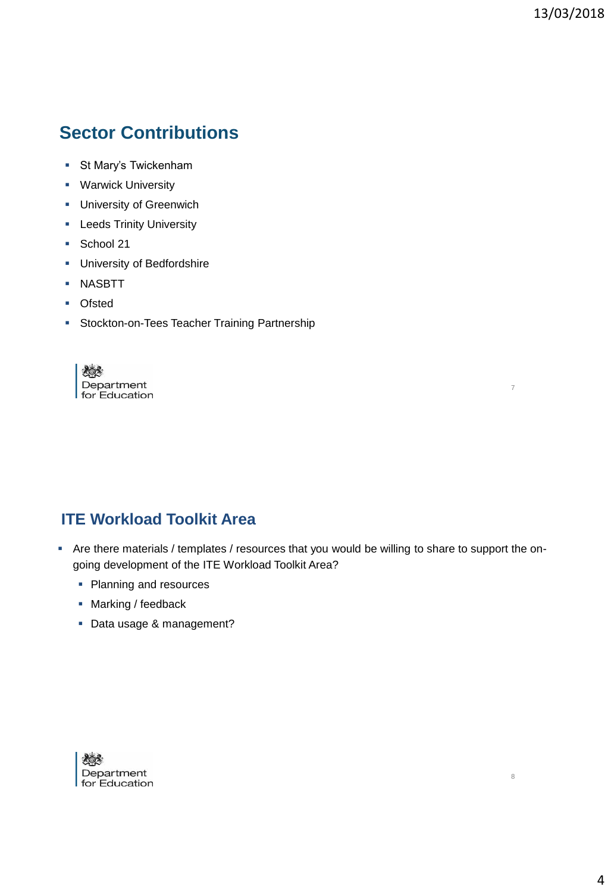## Sector Contributions

- St Mary's Twickenham
- Warwick University
- University of Greenwich
- Leeds Trinity University
- School 21
- University of Bedfordshire
- NASBTT
- Ofsted
- Stockton-on-Tees Teacher Training Partnership

Department for Education

## ITE Workload Toolkit Area

- Are there materials / templates / resources that you would be willing to share to support the on-going development of the ITE Workload Toolkit Area?
  - Planning and resources
  - Marking / feedback
  - Data usage & management?

Department for Education